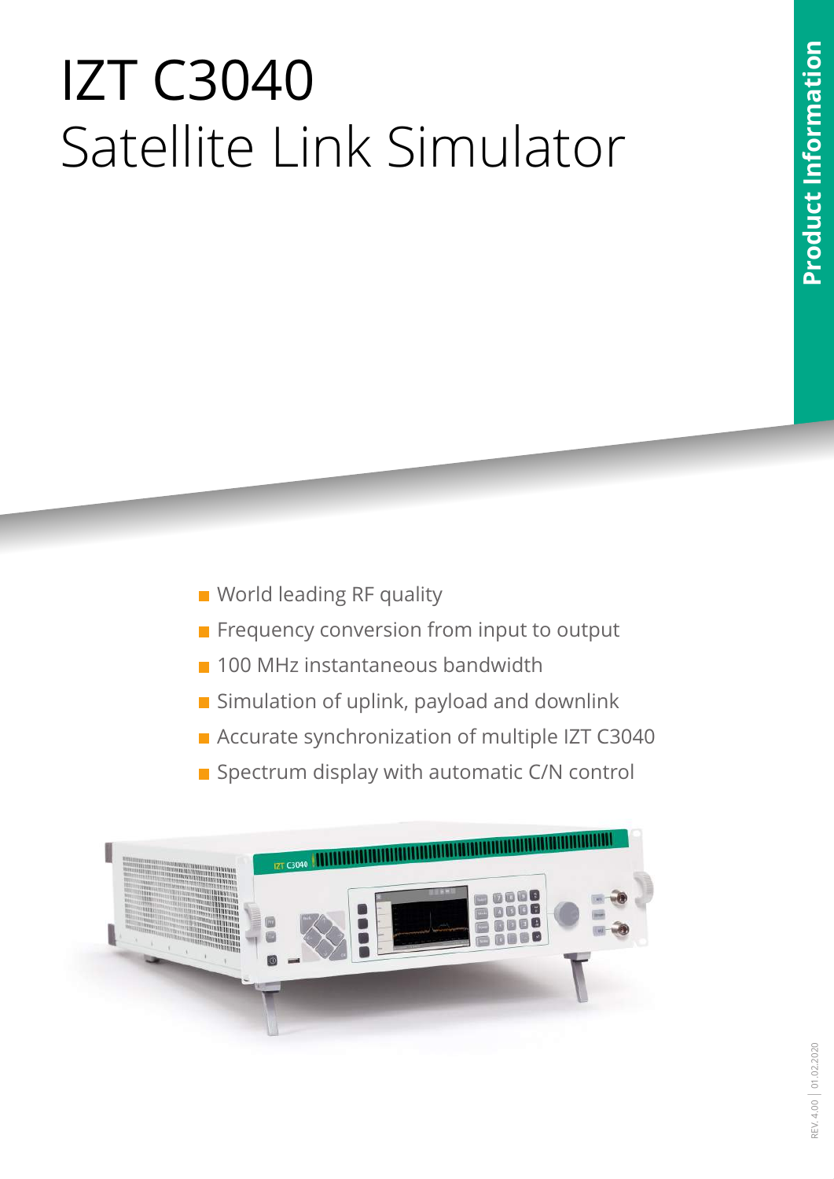# IZT C3040
## Satellite Link Simulator

Product Information

- World leading RF quality
- Frequency conversion from input to output
- 100 MHz instantaneous bandwidth
- Simulation of uplink, payload and downlink
- Accurate synchronization of multiple IZT C3040
- Spectrum display with automatic C/N control

REV. 4.00 | 01.02.2020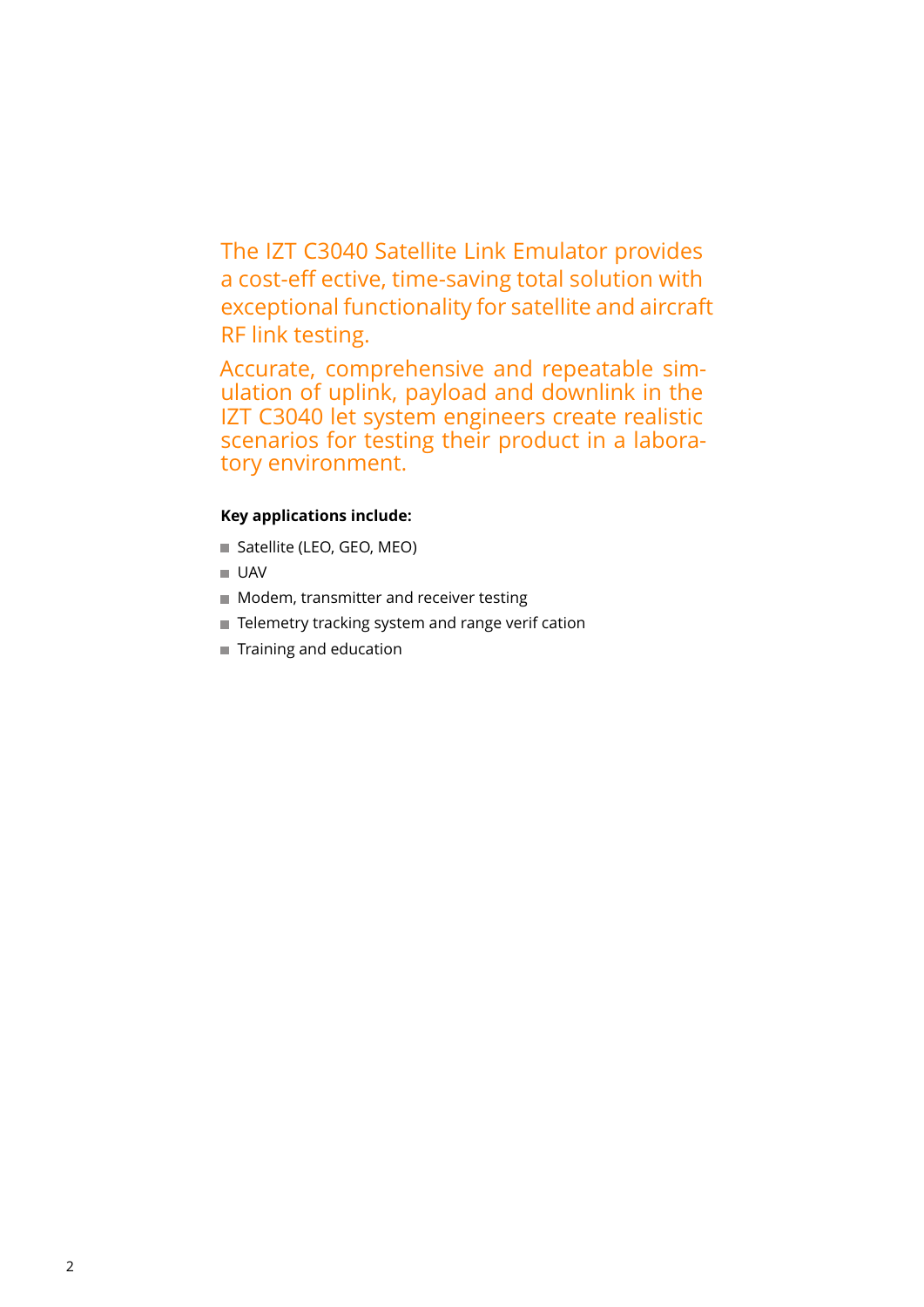The IZT C3040 Satellite Link Emulator provides a cost-eff ective, time-saving total solution with exceptional functionality for satellite and aircraft RF link testing.

Accurate, comprehensive and repeatable simulation of uplink, payload and downlink in the IZT C3040 let system engineers create realistic scenarios for testing their product in a laboratory environment.

**Key applications include:**

- Satellite (LEO, GEO, MEO)
- UAV
- Modem, transmitter and receiver testing
- Telemetry tracking system and range verif cation
- Training and education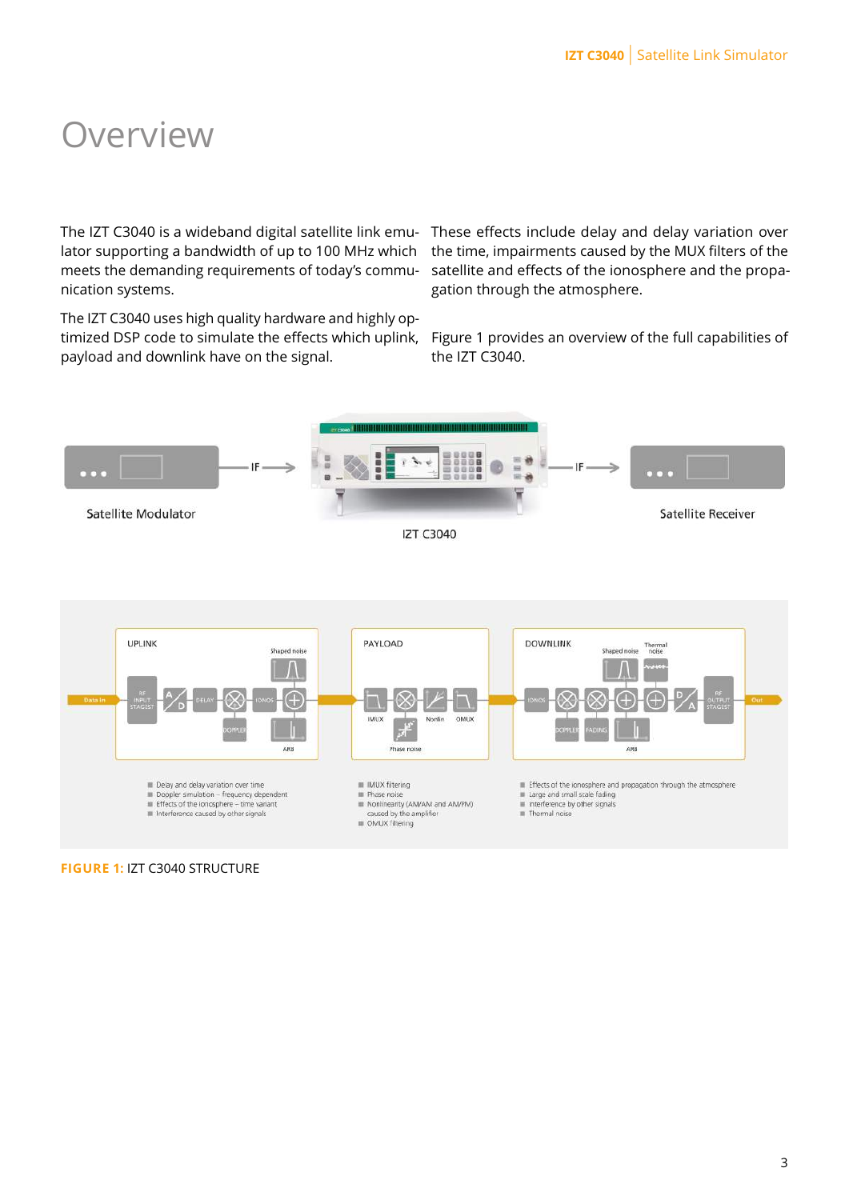# Overview

The IZT C3040 is a wideband digital satellite link emulator supporting a bandwidth of up to 100 MHz which meets the demanding requirements of today's communication systems.

The IZT C3040 uses high quality hardware and highly optimized DSP code to simulate the effects which uplink, payload and downlink have on the signal.

These effects include delay and delay variation over the time, impairments caused by the MUX filters of the satellite and effects of the ionosphere and the propagation through the atmosphere.

Figure 1 provides an overview of the full capabilities of the IZT C3040.

Satellite Modulator —IF→ IZT C3040 —IF→ Satellite Receiver

**UPLINK**

- Delay and delay variation over time
- Doppler simulation – frequency dependent
- Effects of the ionosphere – time variant
- Interference caused by other signals

**PAYLOAD**

- IMUX filtering
- Phase noise
- Nonlinearity (AM/AM and AM/PM) caused by the amplifier
- OMUX filtering

**DOWNLINK**

- Effects of the ionosphere and propagation through the atmosphere
- Large and small scale fading
- Interference by other signals
- Thermal noise

**FIGURE 1:** IZT C3040 STRUCTURE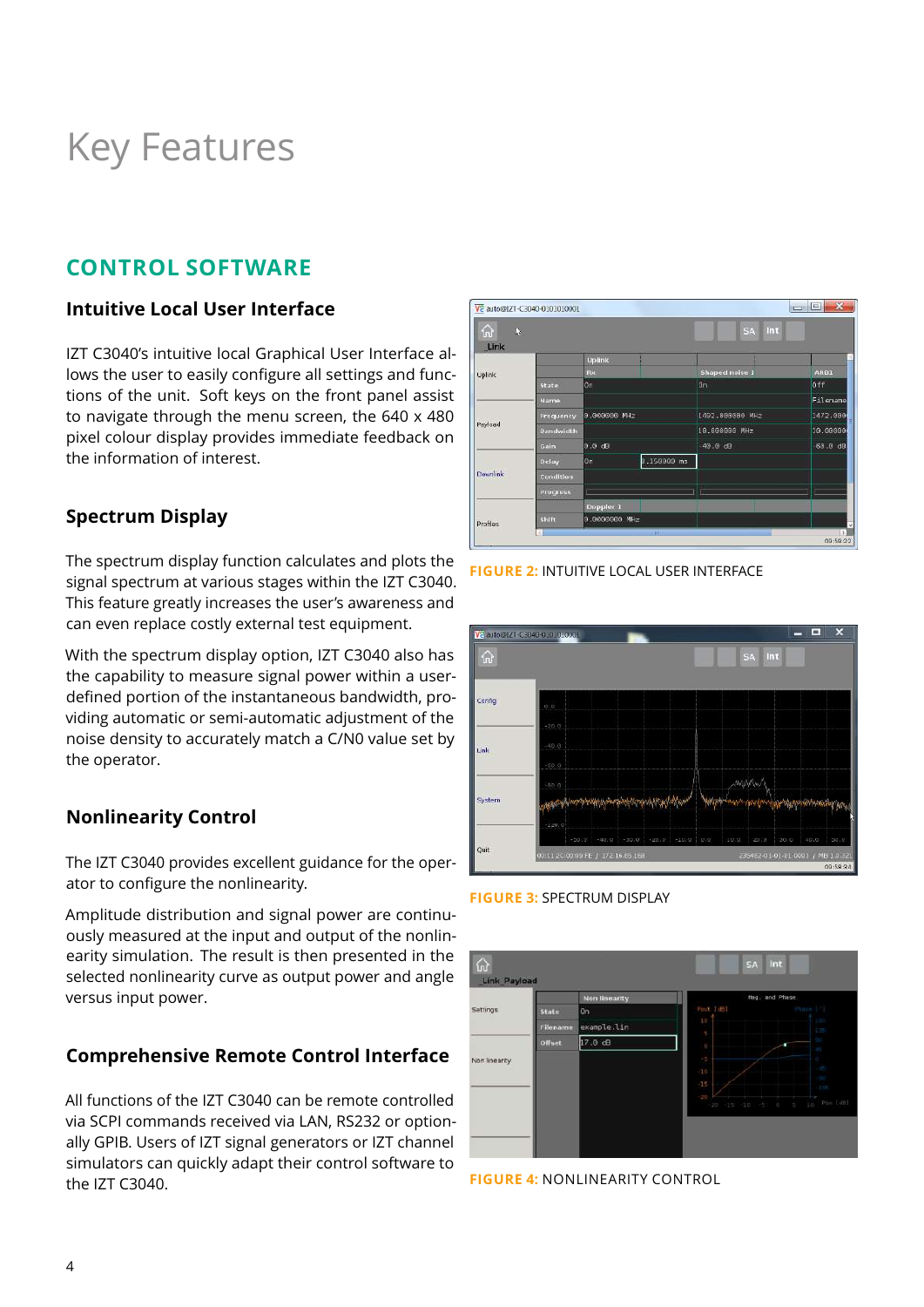# Key Features

## CONTROL SOFTWARE

### Intuitive Local User Interface

IZT C3040's intuitive local Graphical User Interface allows the user to easily configure all settings and functions of the unit. Soft keys on the front panel assist to navigate through the menu screen, the 640 x 480 pixel colour display provides immediate feedback on the information of interest.

### Spectrum Display

The spectrum display function calculates and plots the signal spectrum at various stages within the IZT C3040. This feature greatly increases the user's awareness and can even replace costly external test equipment.

With the spectrum display option, IZT C3040 also has the capability to measure signal power within a user-defined portion of the instantaneous bandwidth, providing automatic or semi-automatic adjustment of the noise density to accurately match a C/N0 value set by the operator.

### Nonlinearity Control

The IZT C3040 provides excellent guidance for the operator to configure the nonlinearity.

Amplitude distribution and signal power are continuously measured at the input and output of the nonlinearity simulation. The result is then presented in the selected nonlinearity curve as output power and angle versus input power.

### Comprehensive Remote Control Interface

All functions of the IZT C3040 can be remote controlled via SCPI commands received via LAN, RS232 or optionally GPIB. Users of IZT signal generators or IZT channel simulators can quickly adapt their control software to the IZT C3040.

FIGURE 2: INTUITIVE LOCAL USER INTERFACE

FIGURE 3: SPECTRUM DISPLAY

FIGURE 4: NONLINEARITY CONTROL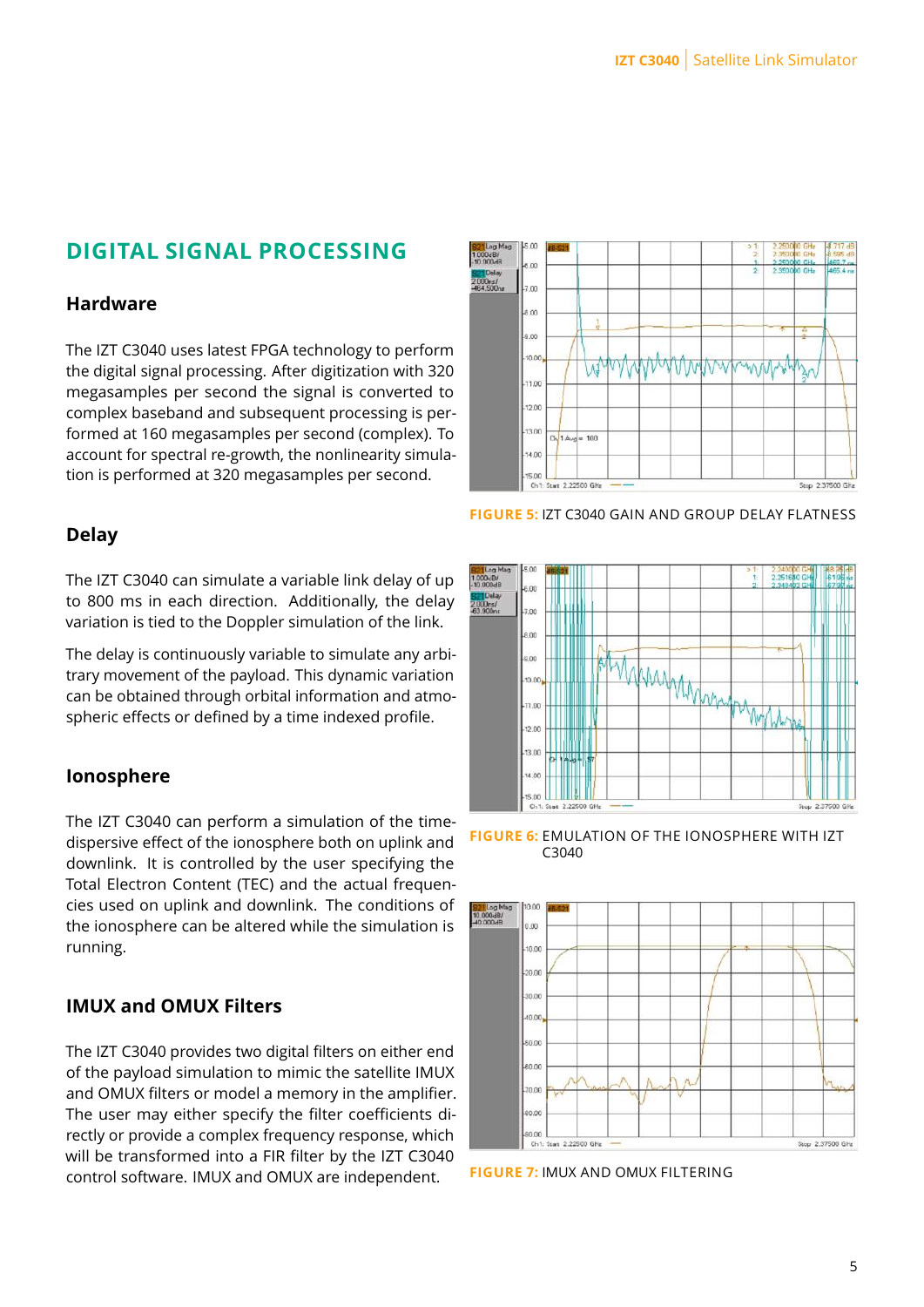## DIGITAL SIGNAL PROCESSING

### Hardware

The IZT C3040 uses latest FPGA technology to perform the digital signal processing. After digitization with 320 megasamples per second the signal is converted to complex baseband and subsequent processing is performed at 160 megasamples per second (complex). To account for spectral re-growth, the nonlinearity simulation is performed at 320 megasamples per second.

### Delay

The IZT C3040 can simulate a variable link delay of up to 800 ms in each direction. Additionally, the delay variation is tied to the Doppler simulation of the link.

The delay is continuously variable to simulate any arbitrary movement of the payload. This dynamic variation can be obtained through orbital information and atmospheric effects or defined by a time indexed profile.

### Ionosphere

The IZT C3040 can perform a simulation of the time-dispersive effect of the ionosphere both on uplink and downlink. It is controlled by the user specifying the Total Electron Content (TEC) and the actual frequencies used on uplink and downlink. The conditions of the ionosphere can be altered while the simulation is running.

### IMUX and OMUX Filters

The IZT C3040 provides two digital filters on either end of the payload simulation to mimic the satellite IMUX and OMUX filters or model a memory in the amplifier. The user may either specify the filter coefficients directly or provide a complex frequency response, which will be transformed into a FIR filter by the IZT C3040 control software. IMUX and OMUX are independent.

FIGURE 5: IZT C3040 GAIN AND GROUP DELAY FLATNESS

FIGURE 6: EMULATION OF THE IONOSPHERE WITH IZT C3040

FIGURE 7: IMUX AND OMUX FILTERING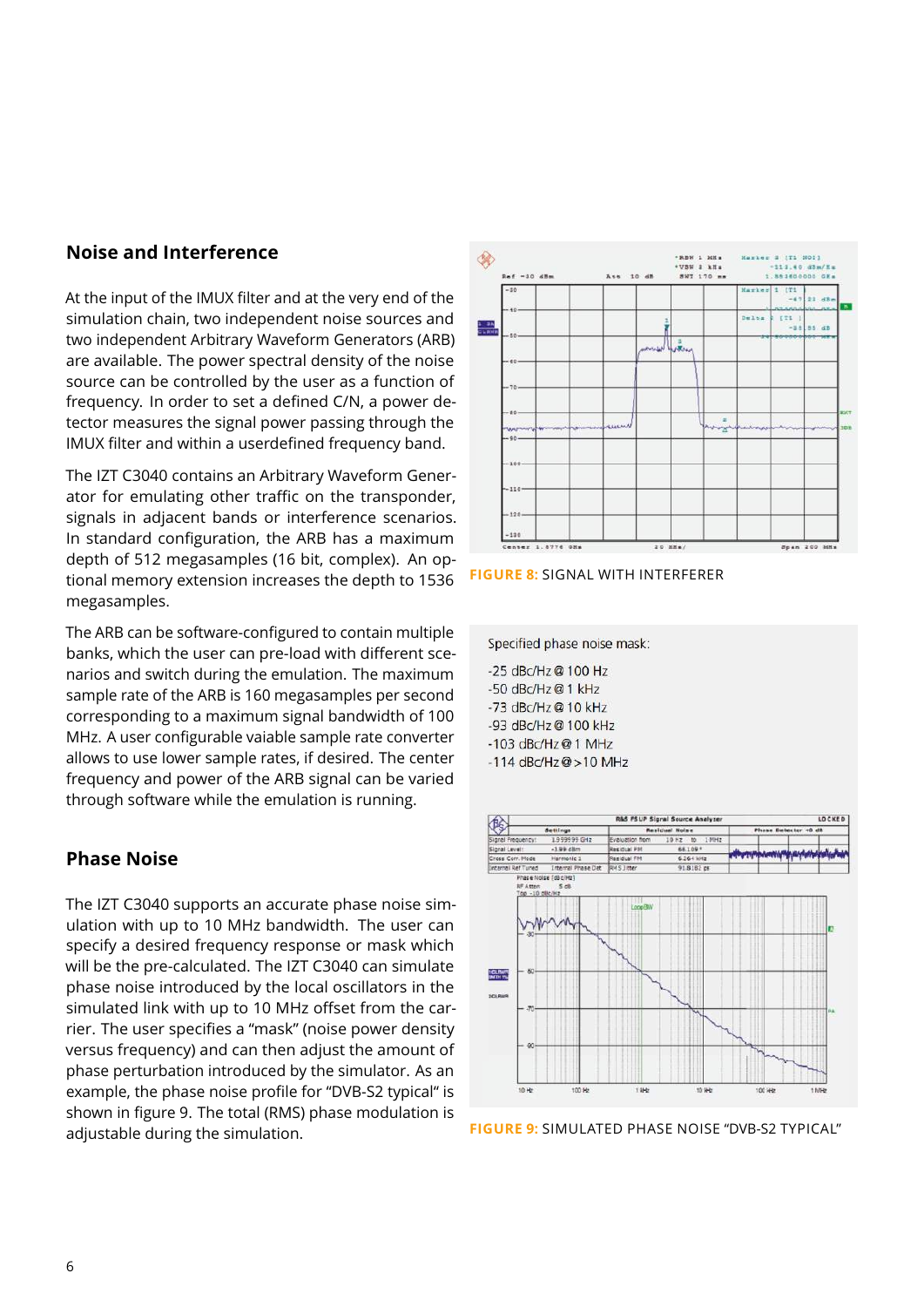## Noise and Interference

At the input of the IMUX filter and at the very end of the simulation chain, two independent noise sources and two independent Arbitrary Waveform Generators (ARB) are available. The power spectral density of the noise source can be controlled by the user as a function of frequency. In order to set a defined C/N, a power detector measures the signal power passing through the IMUX filter and within a userdefined frequency band.

The IZT C3040 contains an Arbitrary Waveform Generator for emulating other traffic on the transponder, signals in adjacent bands or interference scenarios. In standard configuration, the ARB has a maximum depth of 512 megasamples (16 bit, complex). An optional memory extension increases the depth to 1536 megasamples.

The ARB can be software-configured to contain multiple banks, which the user can pre-load with different scenarios and switch during the emulation. The maximum sample rate of the ARB is 160 megasamples per second corresponding to a maximum signal bandwidth of 100 MHz. A user configurable vaiable sample rate converter allows to use lower sample rates, if desired. The center frequency and power of the ARB signal can be varied through software while the emulation is running.

## Phase Noise

The IZT C3040 supports an accurate phase noise simulation with up to 10 MHz bandwidth. The user can specify a desired frequency response or mask which will be the pre-calculated. The IZT C3040 can simulate phase noise introduced by the local oscillators in the simulated link with up to 10 MHz offset from the carrier. The user specifies a "mask" (noise power density versus frequency) and can then adjust the amount of phase perturbation introduced by the simulator. As an example, the phase noise profile for "DVB-S2 typical" is shown in figure 9. The total (RMS) phase modulation is adjustable during the simulation.

**FIGURE 8:** SIGNAL WITH INTERFERER

Specified phase noise mask:

-25 dBc/Hz @ 100 Hz
-50 dBc/Hz @ 1 kHz
-73 dBc/Hz @ 10 kHz
-93 dBc/Hz @ 100 kHz
-103 dBc/Hz @ 1 MHz
-114 dBc/Hz @ >10 MHz

**FIGURE 9:** SIMULATED PHASE NOISE "DVB-S2 TYPICAL"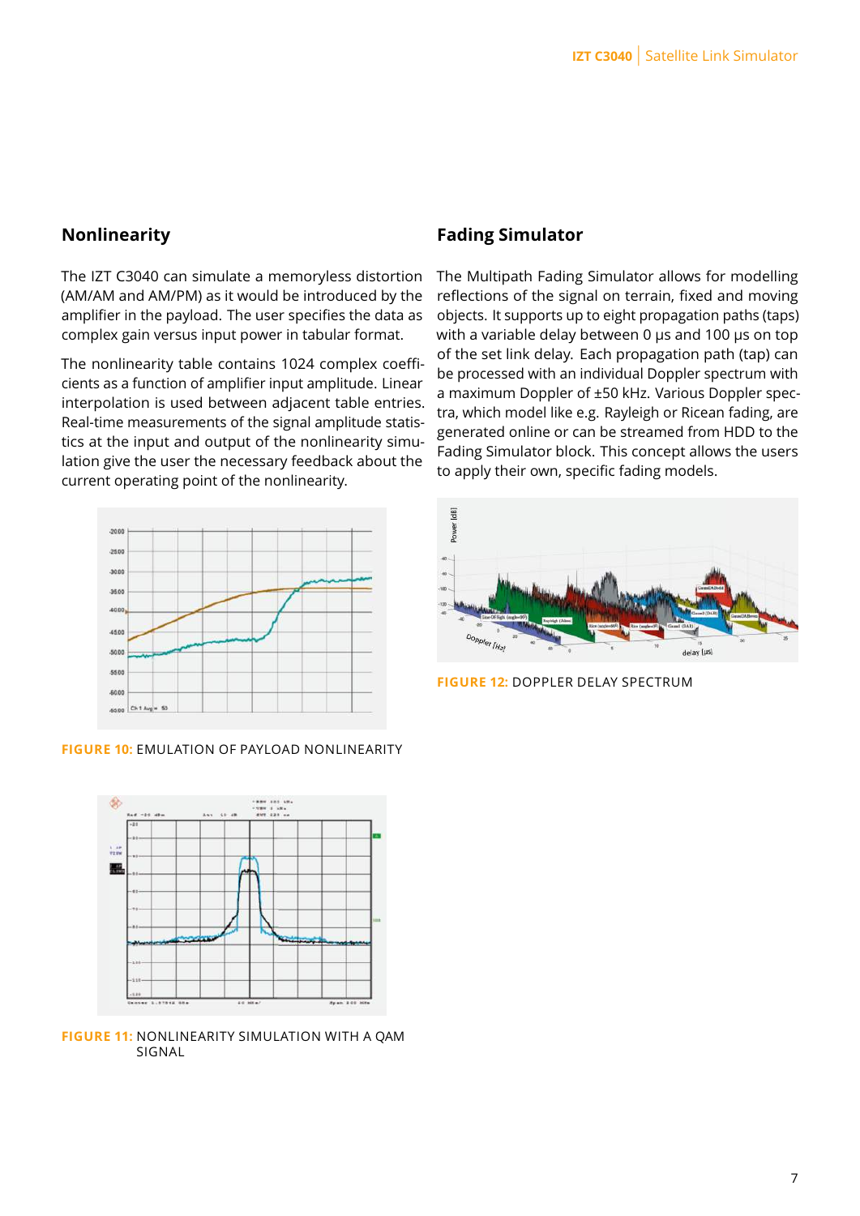## Nonlinearity

The IZT C3040 can simulate a memoryless distortion (AM/AM and AM/PM) as it would be introduced by the amplifier in the payload. The user specifies the data as complex gain versus input power in tabular format.

The nonlinearity table contains 1024 complex coefficients as a function of amplifier input amplitude. Linear interpolation is used between adjacent table entries. Real-time measurements of the signal amplitude statistics at the input and output of the nonlinearity simulation give the user the necessary feedback about the current operating point of the nonlinearity.

**FIGURE 10:** EMULATION OF PAYLOAD NONLINEARITY

**FIGURE 11:** NONLINEARITY SIMULATION WITH A QAM SIGNAL

## Fading Simulator

The Multipath Fading Simulator allows for modelling reflections of the signal on terrain, fixed and moving objects. It supports up to eight propagation paths (taps) with a variable delay between 0 µs and 100 µs on top of the set link delay. Each propagation path (tap) can be processed with an individual Doppler spectrum with a maximum Doppler of ±50 kHz. Various Doppler spectra, which model like e.g. Rayleigh or Ricean fading, are generated online or can be streamed from HDD to the Fading Simulator block. This concept allows the users to apply their own, specific fading models.

**FIGURE 12:** DOPPLER DELAY SPECTRUM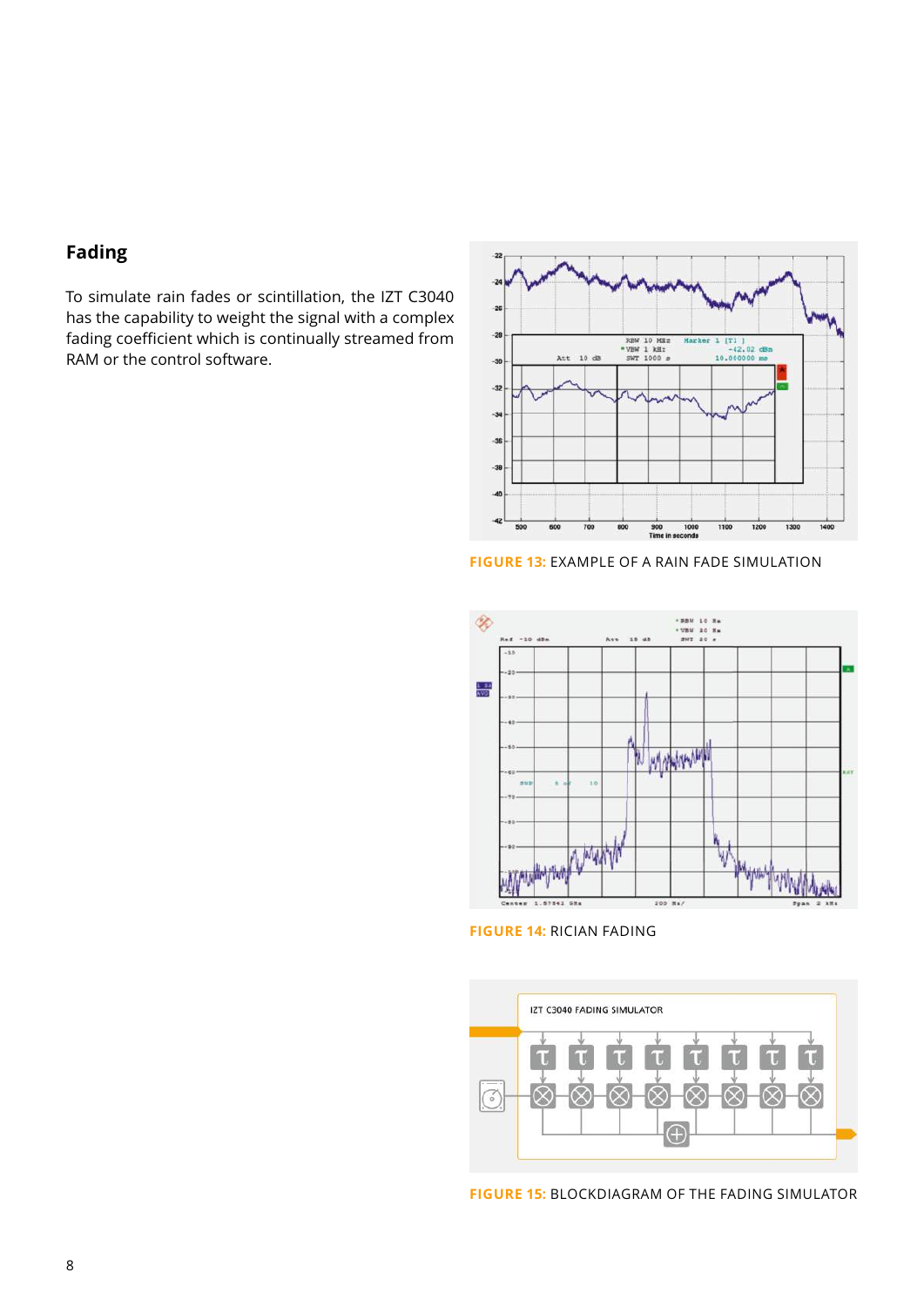## Fading

To simulate rain fades or scintillation, the IZT C3040 has the capability to weight the signal with a complex fading coefficient which is continually streamed from RAM or the control software.

**FIGURE 13:** EXAMPLE OF A RAIN FADE SIMULATION

**FIGURE 14:** RICIAN FADING

**FIGURE 15:** BLOCKDIAGRAM OF THE FADING SIMULATOR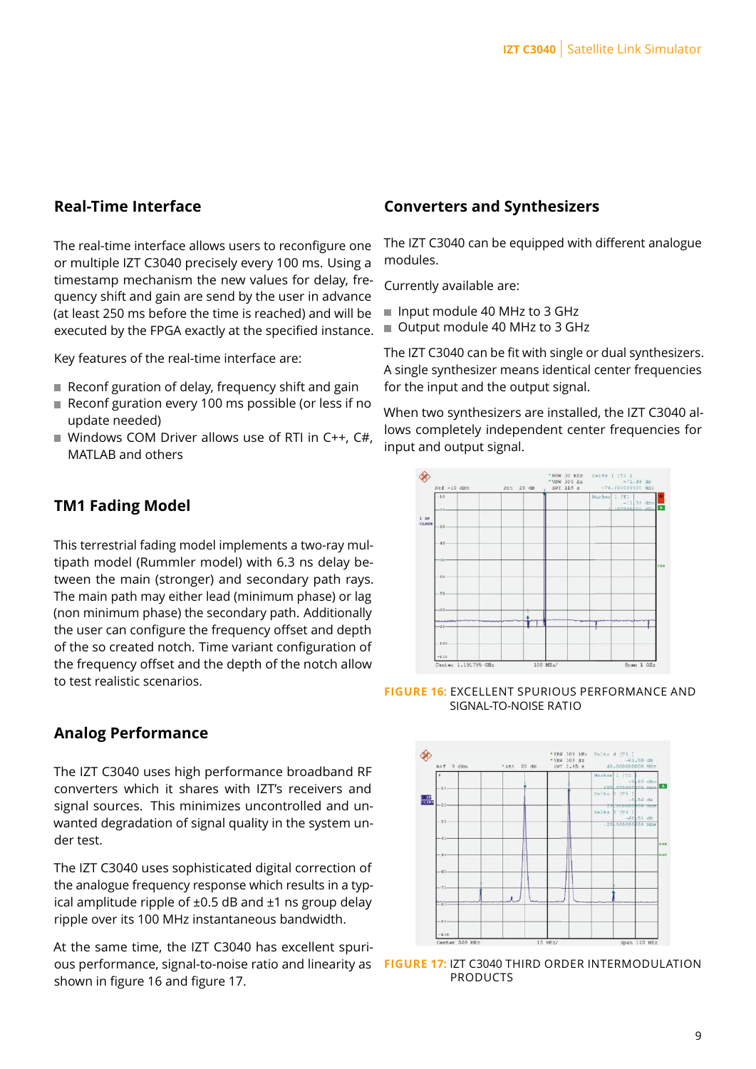## Real-Time Interface

The real-time interface allows users to reconfigure one or multiple IZT C3040 precisely every 100 ms. Using a timestamp mechanism the new values for delay, frequency shift and gain are send by the user in advance (at least 250 ms before the time is reached) and will be executed by the FPGA exactly at the specified instance.

Key features of the real-time interface are:

- Reconf guration of delay, frequency shift and gain
- Reconf guration every 100 ms possible (or less if no update needed)
- Windows COM Driver allows use of RTI in C++, C#, MATLAB and others

## TM1 Fading Model

This terrestrial fading model implements a two-ray multipath model (Rummler model) with 6.3 ns delay between the main (stronger) and secondary path rays. The main path may either lead (minimum phase) or lag (non minimum phase) the secondary path. Additionally the user can configure the frequency offset and depth of the so created notch. Time variant configuration of the frequency offset and the depth of the notch allow to test realistic scenarios.

## Analog Performance

The IZT C3040 uses high performance broadband RF converters which it shares with IZT's receivers and signal sources. This minimizes uncontrolled and unwanted degradation of signal quality in the system under test.

The IZT C3040 uses sophisticated digital correction of the analogue frequency response which results in a typical amplitude ripple of ±0.5 dB and ±1 ns group delay ripple over its 100 MHz instantaneous bandwidth.

At the same time, the IZT C3040 has excellent spurious performance, signal-to-noise ratio and linearity as shown in figure 16 and figure 17.

## Converters and Synthesizers

The IZT C3040 can be equipped with different analogue modules.

Currently available are:

- Input module 40 MHz to 3 GHz
- Output module 40 MHz to 3 GHz

The IZT C3040 can be fit with single or dual synthesizers. A single synthesizer means identical center frequencies for the input and the output signal.

When two synthesizers are installed, the IZT C3040 allows completely independent center frequencies for input and output signal.

**FIGURE 16:** EXCELLENT SPURIOUS PERFORMANCE AND SIGNAL-TO-NOISE RATIO

**FIGURE 17:** IZT C3040 THIRD ORDER INTERMODULATION PRODUCTS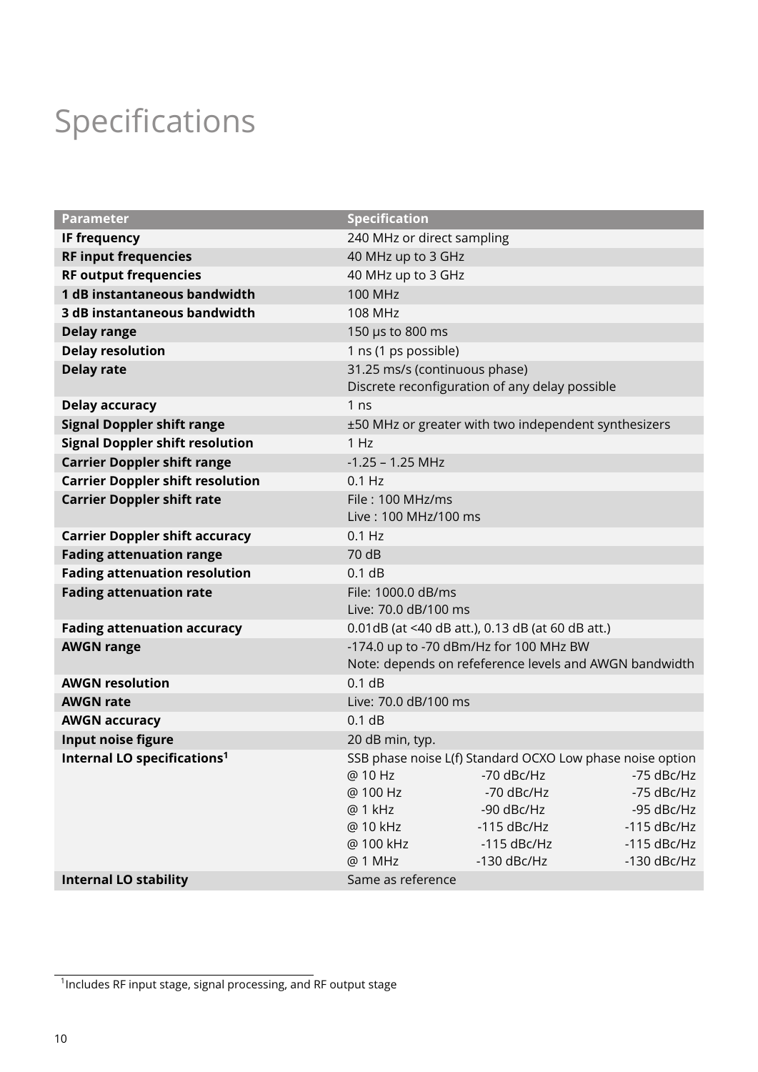# Specifications

| Parameter | Specification |
|---|---|
| **IF frequency** | 240 MHz or direct sampling |
| **RF input frequencies** | 40 MHz up to 3 GHz |
| **RF output frequencies** | 40 MHz up to 3 GHz |
| **1 dB instantaneous bandwidth** | 100 MHz |
| **3 dB instantaneous bandwidth** | 108 MHz |
| **Delay range** | 150 µs to 800 ms |
| **Delay resolution** | 1 ns (1 ps possible) |
| **Delay rate** | 31.25 ms/s (continuous phase)<br>Discrete reconfiguration of any delay possible |
| **Delay accuracy** | 1 ns |
| **Signal Doppler shift range** | ±50 MHz or greater with two independent synthesizers |
| **Signal Doppler shift resolution** | 1 Hz |
| **Carrier Doppler shift range** | -1.25 – 1.25 MHz |
| **Carrier Doppler shift resolution** | 0.1 Hz |
| **Carrier Doppler shift rate** | File : 100 MHz/ms<br>Live : 100 MHz/100 ms |
| **Carrier Doppler shift accuracy** | 0.1 Hz |
| **Fading attenuation range** | 70 dB |
| **Fading attenuation resolution** | 0.1 dB |
| **Fading attenuation rate** | File: 1000.0 dB/ms<br>Live: 70.0 dB/100 ms |
| **Fading attenuation accuracy** | 0.01dB (at <40 dB att.), 0.13 dB (at 60 dB att.) |
| **AWGN range** | -174.0 up to -70 dBm/Hz for 100 MHz BW<br>Note: depends on refeference levels and AWGN bandwidth |
| **AWGN resolution** | 0.1 dB |
| **AWGN rate** | Live: 70.0 dB/100 ms |
| **AWGN accuracy** | 0.1 dB |
| **Input noise figure** | 20 dB min, typ. |
| **Internal LO specifications**[1] | SSB phase noise L(f) Standard OCXO Low phase noise option<br>@ 10 Hz -70 dBc/Hz -75 dBc/Hz<br>@ 100 Hz -70 dBc/Hz -75 dBc/Hz<br>@ 1 kHz -90 dBc/Hz -95 dBc/Hz<br>@ 10 kHz -115 dBc/Hz -115 dBc/Hz<br>@ 100 kHz -115 dBc/Hz -115 dBc/Hz<br>@ 1 MHz -130 dBc/Hz -130 dBc/Hz |
| **Internal LO stability** | Same as reference |

[1] Includes RF input stage, signal processing, and RF output stage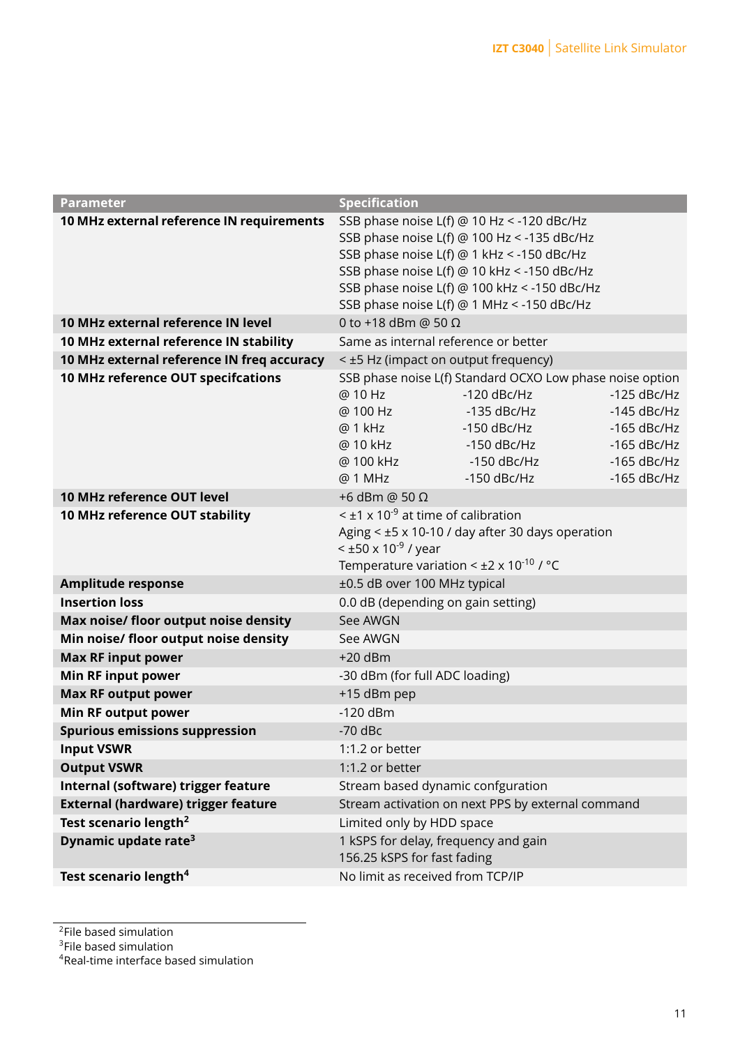| Parameter | Specification |
|---|---|
| **10 MHz external reference IN requirements** | SSB phase noise L(f) @ 10 Hz < -120 dBc/Hz<br>SSB phase noise L(f) @ 100 Hz < -135 dBc/Hz<br>SSB phase noise L(f) @ 1 kHz < -150 dBc/Hz<br>SSB phase noise L(f) @ 10 kHz < -150 dBc/Hz<br>SSB phase noise L(f) @ 100 kHz < -150 dBc/Hz<br>SSB phase noise L(f) @ 1 MHz < -150 dBc/Hz |
| **10 MHz external reference IN level** | 0 to +18 dBm @ 50 Ω |
| **10 MHz external reference IN stability** | Same as internal reference or better |
| **10 MHz external reference IN freq accuracy** | < ±5 Hz (impact on output frequency) |
| **10 MHz reference OUT specfcations** | SSB phase noise L(f) Standard OCXO Low phase noise option<br>@ 10 Hz -120 dBc/Hz -125 dBc/Hz<br>@ 100 Hz -135 dBc/Hz -145 dBc/Hz<br>@ 1 kHz -150 dBc/Hz -165 dBc/Hz<br>@ 10 kHz -150 dBc/Hz -165 dBc/Hz<br>@ 100 kHz -150 dBc/Hz -165 dBc/Hz<br>@ 1 MHz -150 dBc/Hz -165 dBc/Hz |
| **10 MHz reference OUT level** | +6 dBm @ 50 Ω |
| **10 MHz reference OUT stability** | < ±1 x $10^{-9}$ at time of calibration<br>Aging < ±5 x 10-10 / day after 30 days operation<br>< ±50 x $10^{-9}$ / year<br>Temperature variation < ±2 x $10^{-10}$ / °C |
| **Amplitude response** | ±0.5 dB over 100 MHz typical |
| **Insertion loss** | 0.0 dB (depending on gain setting) |
| **Max noise/ floor output noise density** | See AWGN |
| **Min noise/ floor output noise density** | See AWGN |
| **Max RF input power** | +20 dBm |
| **Min RF input power** | -30 dBm (for full ADC loading) |
| **Max RF output power** | +15 dBm pep |
| **Min RF output power** | -120 dBm |
| **Spurious emissions suppression** | -70 dBc |
| **Input VSWR** | 1:1.2 or better |
| **Output VSWR** | 1:1.2 or better |
| **Internal (software) trigger feature** | Stream based dynamic confguration |
| **External (hardware) trigger feature** | Stream activation on next PPS by external command |
| **Test scenario length[2]** | Limited only by HDD space |
| **Dynamic update rate[3]** | 1 kSPS for delay, frequency and gain<br>156.25 kSPS for fast fading |
| **Test scenario length[4]** | No limit as received from TCP/IP |

[2]File based simulation
[3]File based simulation
[4]Real-time interface based simulation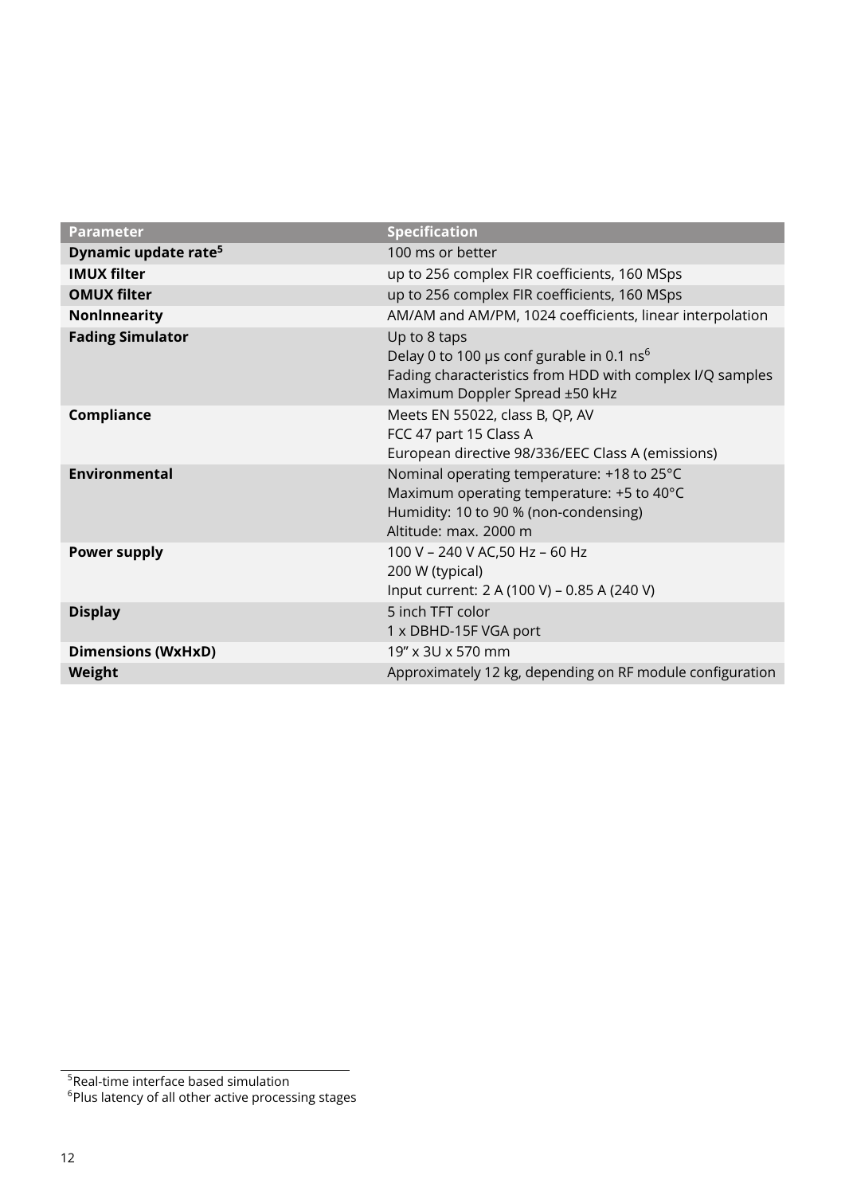| Parameter | Specification |
| --- | --- |
| **Dynamic update rate**[5] | 100 ms or better |
| **IMUX filter** | up to 256 complex FIR coefficients, 160 MSps |
| **OMUX filter** | up to 256 complex FIR coefficients, 160 MSps |
| **NonInnearity** | AM/AM and AM/PM, 1024 coefficients, linear interpolation |
| **Fading Simulator** | Up to 8 taps<br>Delay 0 to 100 µs conf gurable in 0.1 ns[6]<br>Fading characteristics from HDD with complex I/Q samples<br>Maximum Doppler Spread ±50 kHz |
| **Compliance** | Meets EN 55022, class B, QP, AV<br>FCC 47 part 15 Class A<br>European directive 98/336/EEC Class A (emissions) |
| **Environmental** | Nominal operating temperature: +18 to 25°C<br>Maximum operating temperature: +5 to 40°C<br>Humidity: 10 to 90 % (non-condensing)<br>Altitude: max. 2000 m |
| **Power supply** | 100 V – 240 V AC,50 Hz – 60 Hz<br>200 W (typical)<br>Input current: 2 A (100 V) – 0.85 A (240 V) |
| **Display** | 5 inch TFT color<br>1 x DBHD-15F VGA port |
| **Dimensions (WxHxD)** | 19" x 3U x 570 mm |
| **Weight** | Approximately 12 kg, depending on RF module configuration |

[5] Real-time interface based simulation

[6] Plus latency of all other active processing stages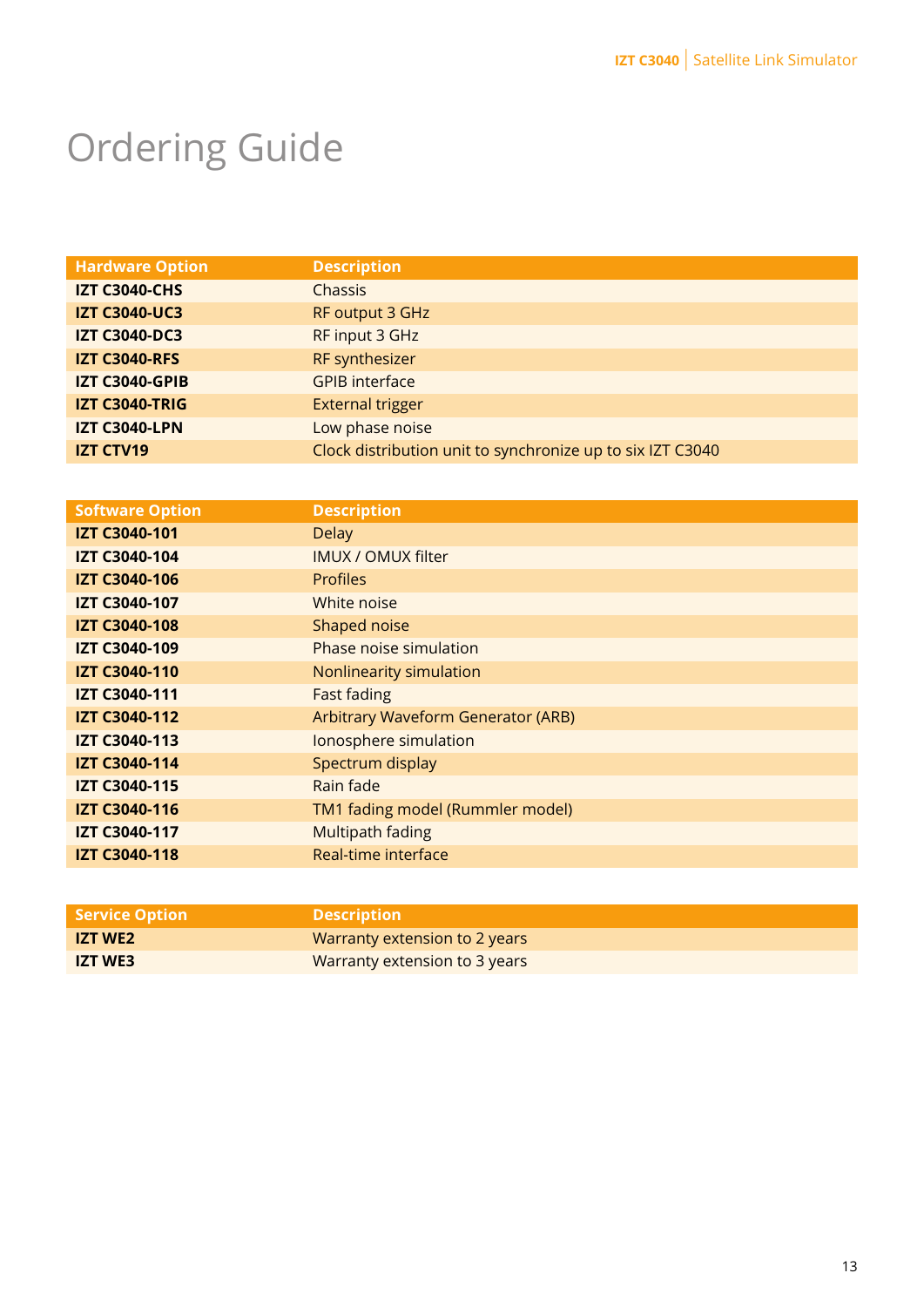# Ordering Guide

| Hardware Option | Description |
|---|---|
| **IZT C3040-CHS** | Chassis |
| **IZT C3040-UC3** | RF output 3 GHz |
| **IZT C3040-DC3** | RF input 3 GHz |
| **IZT C3040-RFS** | RF synthesizer |
| **IZT C3040-GPIB** | GPIB interface |
| **IZT C3040-TRIG** | External trigger |
| **IZT C3040-LPN** | Low phase noise |
| **IZT CTV19** | Clock distribution unit to synchronize up to six IZT C3040 |

| Software Option | Description |
|---|---|
| **IZT C3040-101** | Delay |
| **IZT C3040-104** | IMUX / OMUX filter |
| **IZT C3040-106** | Profiles |
| **IZT C3040-107** | White noise |
| **IZT C3040-108** | Shaped noise |
| **IZT C3040-109** | Phase noise simulation |
| **IZT C3040-110** | Nonlinearity simulation |
| **IZT C3040-111** | Fast fading |
| **IZT C3040-112** | Arbitrary Waveform Generator (ARB) |
| **IZT C3040-113** | Ionosphere simulation |
| **IZT C3040-114** | Spectrum display |
| **IZT C3040-115** | Rain fade |
| **IZT C3040-116** | TM1 fading model (Rummler model) |
| **IZT C3040-117** | Multipath fading |
| **IZT C3040-118** | Real-time interface |

| Service Option | Description |
|---|---|
| **IZT WE2** | Warranty extension to 2 years |
| **IZT WE3** | Warranty extension to 3 years |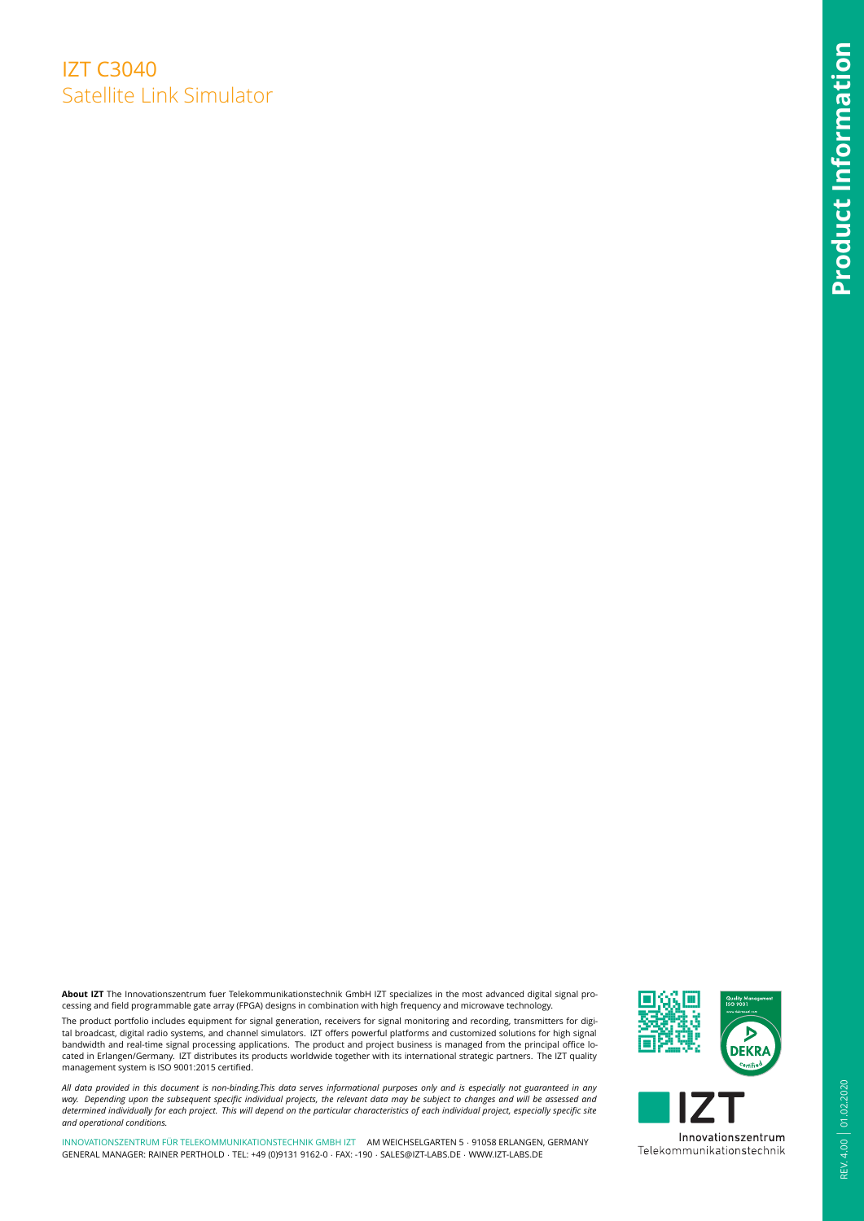# IZT C3040
## Satellite Link Simulator

**About IZT** The Innovationszentrum fuer Telekommunikationstechnik GmbH IZT specializes in the most advanced digital signal processing and field programmable gate array (FPGA) designs in combination with high frequency and microwave technology.

The product portfolio includes equipment for signal generation, receivers for signal monitoring and recording, transmitters for digital broadcast, digital radio systems, and channel simulators. IZT offers powerful platforms and customized solutions for high signal bandwidth and real-time signal processing applications. The product and project business is managed from the principal office located in Erlangen/Germany. IZT distributes its products worldwide together with its international strategic partners. The IZT quality management system is ISO 9001:2015 certified.

*All data provided in this document is non-binding.This data serves informational purposes only and is especially not guaranteed in any way. Depending upon the subsequent specific individual projects, the relevant data may be subject to changes and will be assessed and determined individually for each project. This will depend on the particular characteristics of each individual project, especially specific site and operational conditions.*

INNOVATIONSZENTRUM FÜR TELEKOMMUNIKATIONSTECHNIK GMBH IZT AM WEICHSELGARTEN 5 · 91058 ERLANGEN, GERMANY
GENERAL MANAGER: RAINER PERTHOLD · TEL: +49 (0)9131 9162-0 · FAX: -190 · SALES@IZT-LABS.DE · WWW.IZT-LABS.DE

Quality Management ISO 9001
DEKRA certified

IZT
Innovationszentrum
Telekommunikationstechnik

Product Information

REV. 4.00 | 01.02.2020